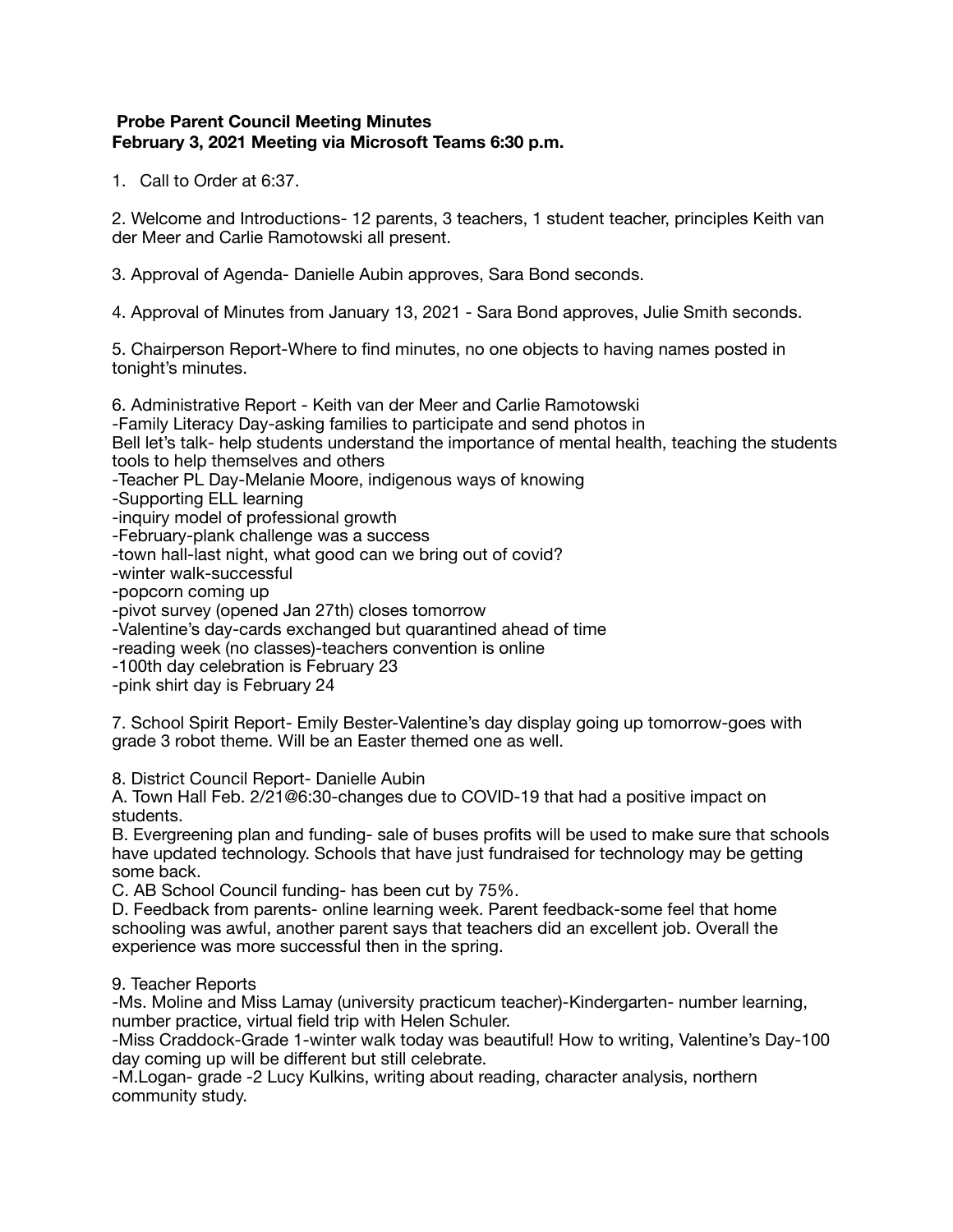**Probe Parent Council Meeting Minutes**
**February 3, 2021 Meeting via Microsoft Teams 6:30 p.m.**

1. Call to Order at 6:37.

2. Welcome and Introductions- 12 parents, 3 teachers, 1 student teacher, principles Keith van der Meer and Carlie Ramotowski all present.

3. Approval of Agenda- Danielle Aubin approves, Sara Bond seconds.

4. Approval of Minutes from January 13, 2021 - Sara Bond approves, Julie Smith seconds.

5. Chairperson Report-Where to find minutes, no one objects to having names posted in tonight's minutes.

6. Administrative Report - Keith van der Meer and Carlie Ramotowski
-Family Literacy Day-asking families to participate and send photos in
Bell let's talk- help students understand the importance of mental health, teaching the students tools to help themselves and others
-Teacher PL Day-Melanie Moore, indigenous ways of knowing
-Supporting ELL learning
-inquiry model of professional growth
-February-plank challenge was a success
-town hall-last night, what good can we bring out of covid?
-winter walk-successful
-popcorn coming up
-pivot survey (opened Jan 27th) closes tomorrow
-Valentine's day-cards exchanged but quarantined ahead of time
-reading week (no classes)-teachers convention is online
-100th day celebration is February 23
-pink shirt day is February 24

7. School Spirit Report- Emily Bester-Valentine's day display going up tomorrow-goes with grade 3 robot theme. Will be an Easter themed one as well.

8. District Council Report- Danielle Aubin
A. Town Hall Feb. 2/21@6:30-changes due to COVID-19 that had a positive impact on students.
B. Evergreening plan and funding- sale of buses profits will be used to make sure that schools have updated technology. Schools that have just fundraised for technology may be getting some back.
C. AB School Council funding- has been cut by 75%.
D. Feedback from parents- online learning week. Parent feedback-some feel that home schooling was awful, another parent says that teachers did an excellent job. Overall the experience was more successful then in the spring.

9. Teacher Reports
-Ms. Moline and Miss Lamay (university practicum teacher)-Kindergarten- number learning, number practice, virtual field trip with Helen Schuler.
-Miss Craddock-Grade 1-winter walk today was beautiful! How to writing, Valentine's Day-100 day coming up will be different but still celebrate.
-M.Logan- grade -2 Lucy Kulkins, writing about reading, character analysis, northern community study.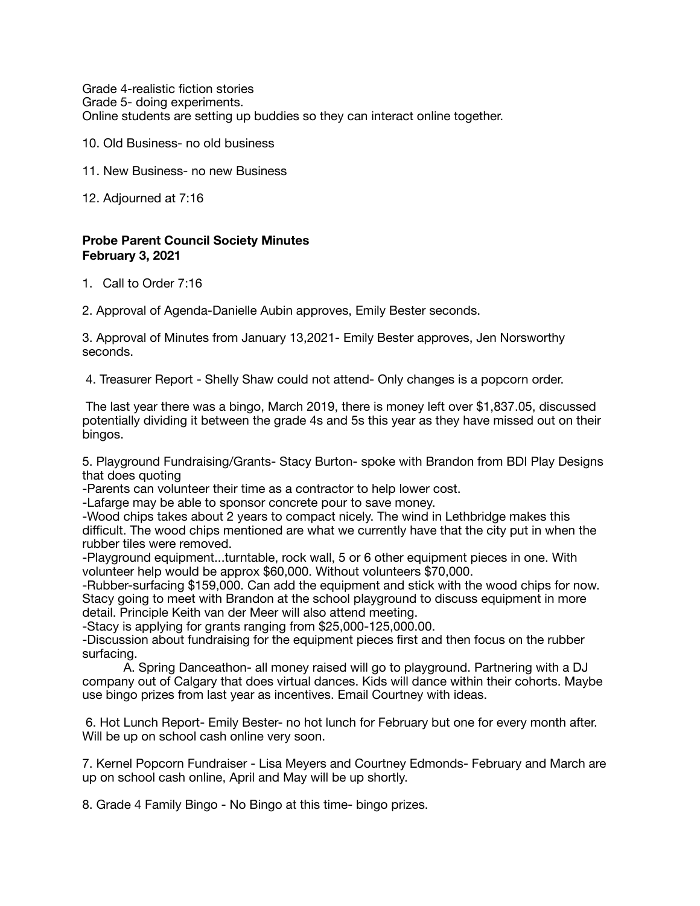Grade 4-realistic fiction stories
Grade 5- doing experiments.
Online students are setting up buddies so they can interact online together.

10. Old Business- no old business

11. New Business- no new Business

12. Adjourned at 7:16

**Probe Parent Council Society Minutes**
**February 3, 2021**

1. Call to Order 7:16

2. Approval of Agenda-Danielle Aubin approves, Emily Bester seconds.

3. Approval of Minutes from January 13,2021- Emily Bester approves, Jen Norsworthy seconds.

4. Treasurer Report - Shelly Shaw could not attend- Only changes is a popcorn order.

The last year there was a bingo, March 2019, there is money left over $1,837.05, discussed potentially dividing it between the grade 4s and 5s this year as they have missed out on their bingos.

5. Playground Fundraising/Grants- Stacy Burton- spoke with Brandon from BDI Play Designs that does quoting
-Parents can volunteer their time as a contractor to help lower cost.
-Lafarge may be able to sponsor concrete pour to save money.
-Wood chips takes about 2 years to compact nicely. The wind in Lethbridge makes this difficult. The wood chips mentioned are what we currently have that the city put in when the rubber tiles were removed.
-Playground equipment...turntable, rock wall, 5 or 6 other equipment pieces in one. With volunteer help would be approx $60,000. Without volunteers $70,000.
-Rubber-surfacing $159,000. Can add the equipment and stick with the wood chips for now. Stacy going to meet with Brandon at the school playground to discuss equipment in more detail. Principle Keith van der Meer will also attend meeting.
-Stacy is applying for grants ranging from $25,000-125,000.00.
-Discussion about fundraising for the equipment pieces first and then focus on the rubber surfacing.
  A. Spring Danceathon- all money raised will go to playground. Partnering with a DJ company out of Calgary that does virtual dances. Kids will dance within their cohorts. Maybe use bingo prizes from last year as incentives. Email Courtney with ideas.

6. Hot Lunch Report- Emily Bester- no hot lunch for February but one for every month after. Will be up on school cash online very soon.

7. Kernel Popcorn Fundraiser - Lisa Meyers and Courtney Edmonds- February and March are up on school cash online, April and May will be up shortly.

8. Grade 4 Family Bingo - No Bingo at this time- bingo prizes.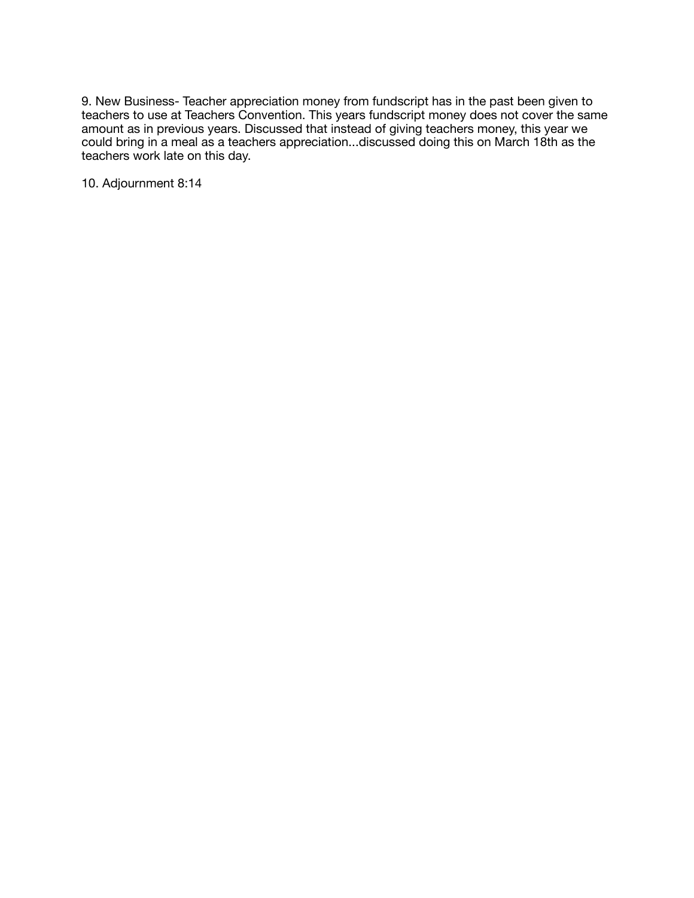9. New Business- Teacher appreciation money from fundscript has in the past been given to teachers to use at Teachers Convention. This years fundscript money does not cover the same amount as in previous years. Discussed that instead of giving teachers money, this year we could bring in a meal as a teachers appreciation...discussed doing this on March 18th as the teachers work late on this day.

10. Adjournment 8:14